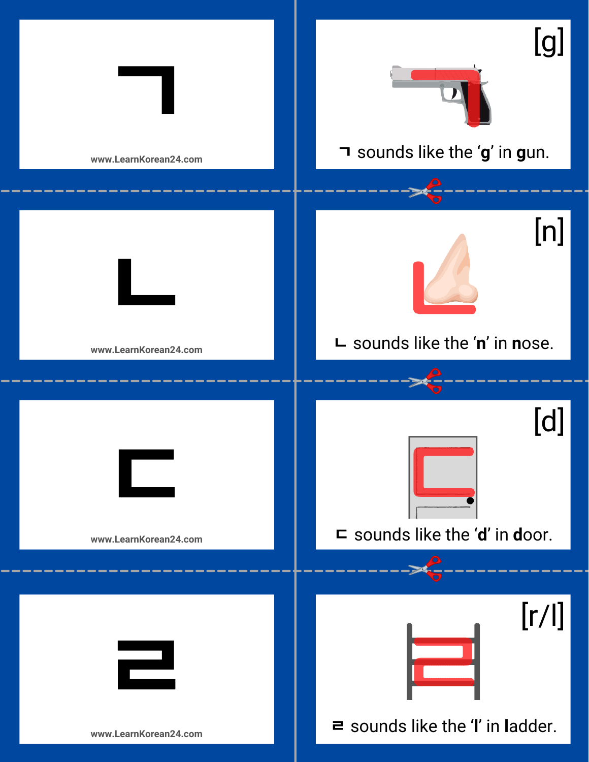ㄱ

www.LearnKorean24.com

[g]

ㄱ sounds like the '**g**' in **g**un.

ㄴ

www.LearnKorean24.com

[n]

ㄴ sounds like the '**n**' in **n**ose.

ㄷ

www.LearnKorean24.com

[d]

ㄷ sounds like the '**d**' in **d**oor.

ㄹ

www.LearnKorean24.com

[r/l]

ㄹ sounds like the '**l**' in **l**adder.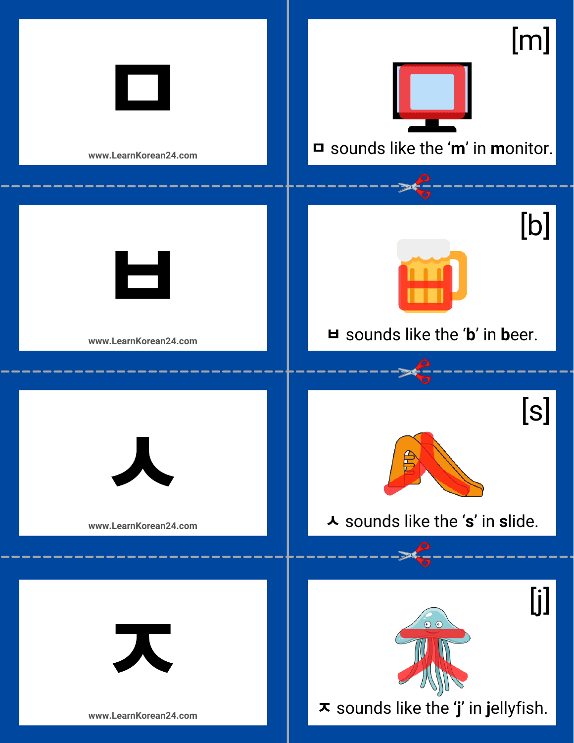ㅁ

www.LearnKorean24.com

[m]

ㅁ sounds like the '**m**' in **m**onitor.

ㅂ

www.LearnKorean24.com

[b]

ㅂ sounds like the '**b**' in **b**eer.

ㅅ

www.LearnKorean24.com

[s]

ㅅ sounds like the '**s**' in **s**lide.

ㅈ

www.LearnKorean24.com

[j]

ㅈ sounds like the '**j**' in **j**ellyfish.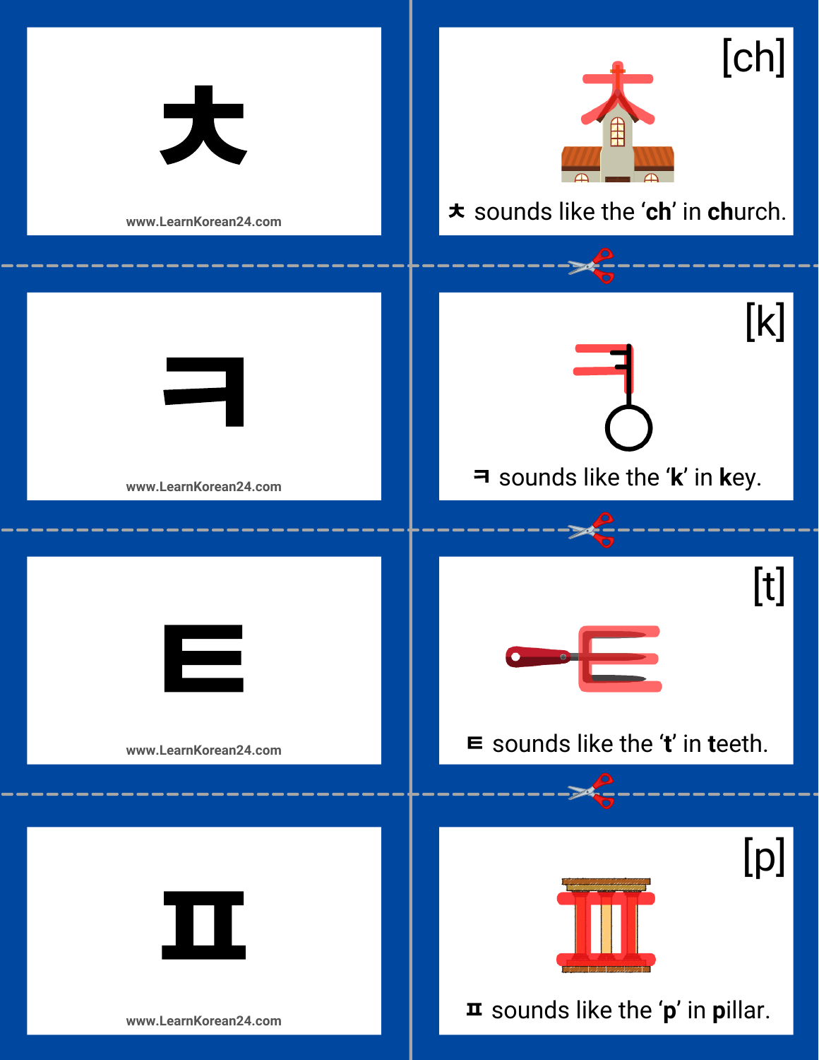ㅊ

www.LearnKorean24.com

[ch]

**ㅊ** sounds like the ‘**ch**’ in **ch**urch.

ㅋ

www.LearnKorean24.com

[k]

**ㅋ** sounds like the ‘**k**’ in **k**ey.

ㅌ

www.LearnKorean24.com

[t]

**ㅌ** sounds like the ‘**t**’ in **t**eeth.

ㅍ

www.LearnKorean24.com

[p]

**ㅍ** sounds like the ‘**p**’ in **p**illar.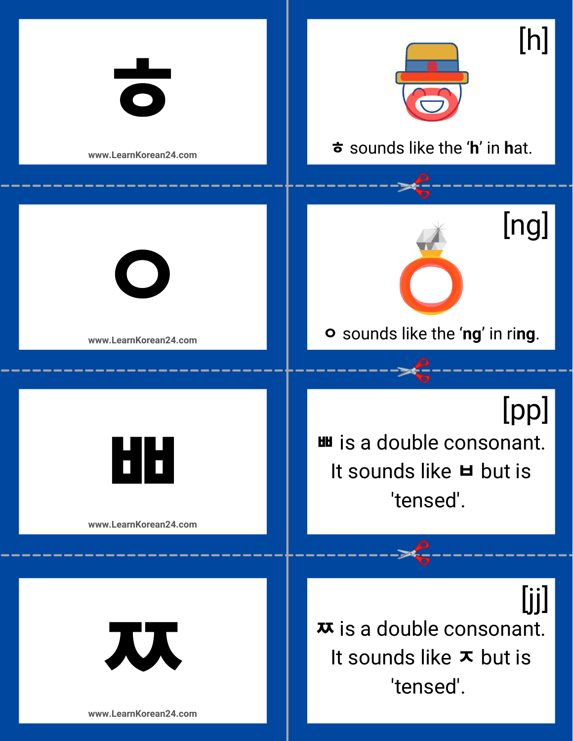ㅎ

www.LearnKorean24.com

[h]

ㅎ sounds like the '**h**' in **h**at.

ㅇ

www.LearnKorean24.com

[ng]

ㅇ sounds like the '**ng**' in ri**ng**.

ㅃ

www.LearnKorean24.com

[pp]

ㅃ is a double consonant. It sounds like ㅂ but is 'tensed'.

ㅉ

www.LearnKorean24.com

[jj]

ㅉ is a double consonant. It sounds like ㅈ but is 'tensed'.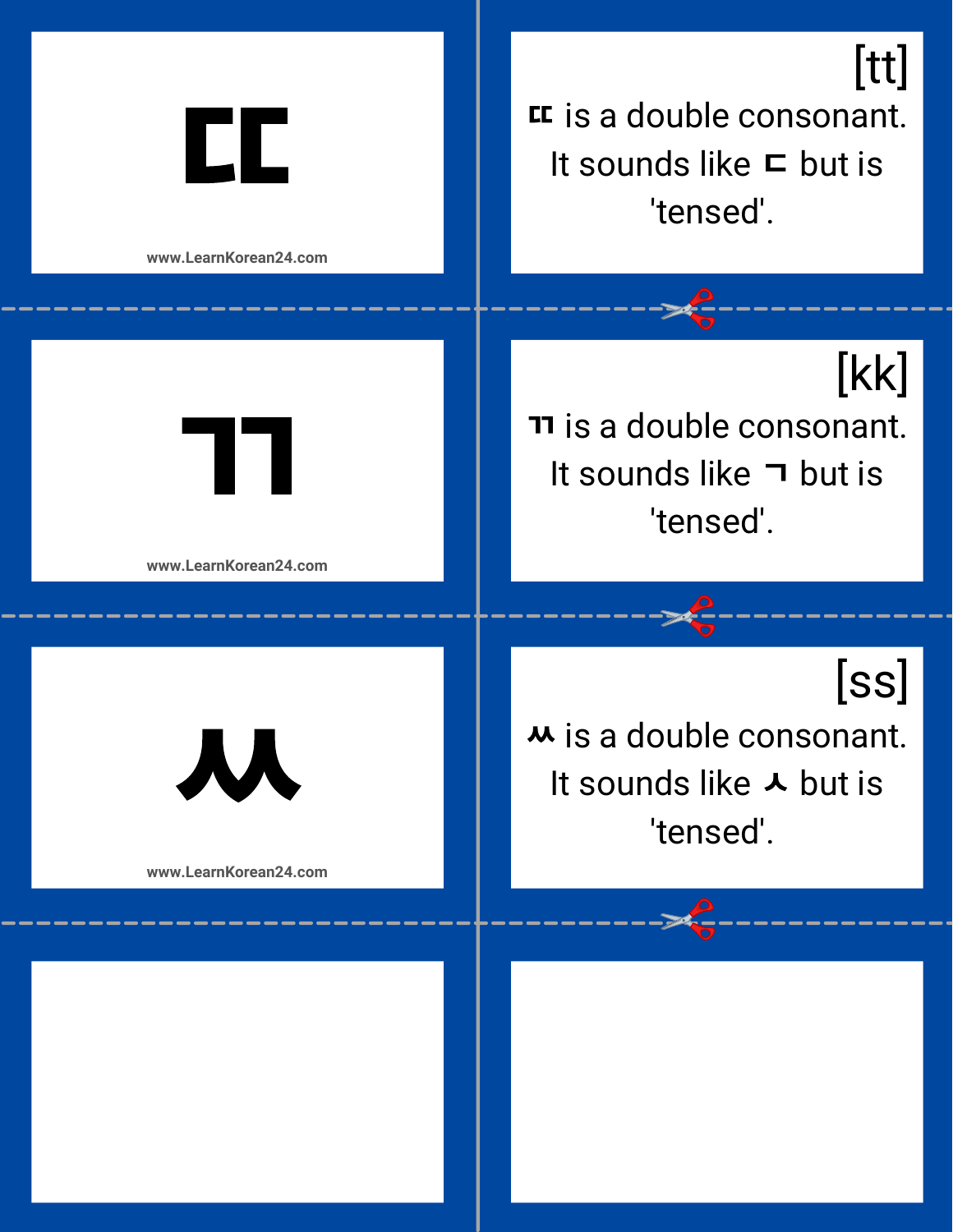ㄸ

www.LearnKorean24.com

[tt]

ㄸ is a double consonant. It sounds like ㄷ but is 'tensed'.

ㄲ

www.LearnKorean24.com

[kk]

ㄲ is a double consonant. It sounds like ㄱ but is 'tensed'.

ㅆ

www.LearnKorean24.com

[ss]

ㅆ is a double consonant. It sounds like ㅅ but is 'tensed'.